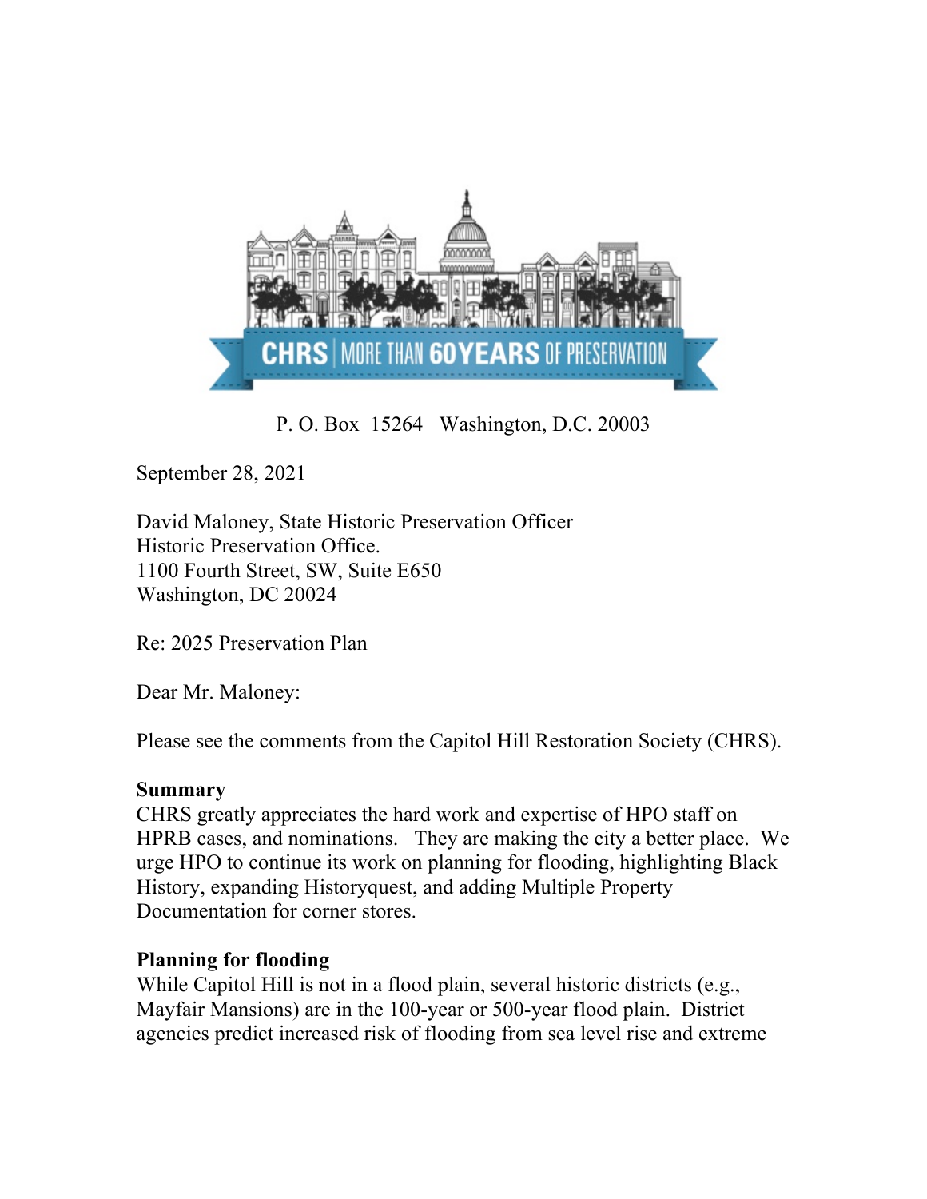CHRS | MORE THAN 60 YEARS OF PRESERVATION

P. O. Box 15264 Washington, D.C. 20003

September 28, 2021

David Maloney, State Historic Preservation Officer
Historic Preservation Office.
1100 Fourth Street, SW, Suite E650
Washington, DC 20024

Re: 2025 Preservation Plan

Dear Mr. Maloney:

Please see the comments from the Capitol Hill Restoration Society (CHRS).

**Summary**

CHRS greatly appreciates the hard work and expertise of HPO staff on HPRB cases, and nominations. They are making the city a better place. We urge HPO to continue its work on planning for flooding, highlighting Black History, expanding Historyquest, and adding Multiple Property Documentation for corner stores.

**Planning for flooding**

While Capitol Hill is not in a flood plain, several historic districts (e.g., Mayfair Mansions) are in the 100-year or 500-year flood plain. District agencies predict increased risk of flooding from sea level rise and extreme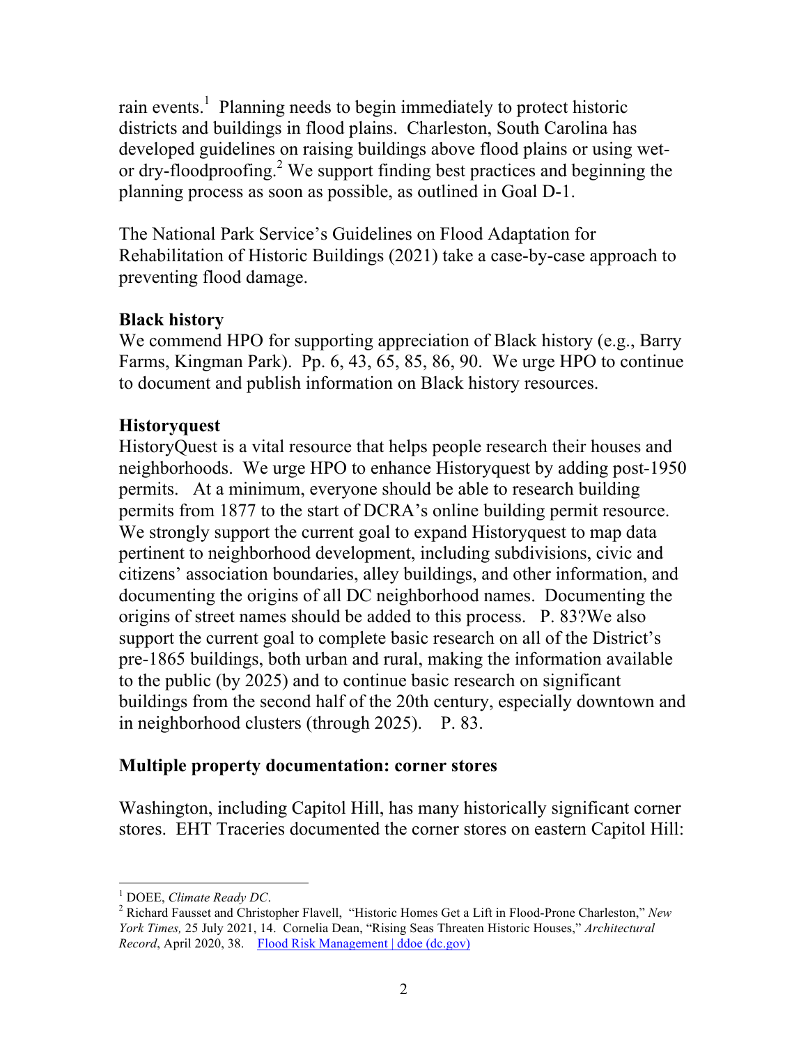rain events.[1] Planning needs to begin immediately to protect historic districts and buildings in flood plains. Charleston, South Carolina has developed guidelines on raising buildings above flood plains or using wet- or dry-floodproofing.[2] We support finding best practices and beginning the planning process as soon as possible, as outlined in Goal D-1.

The National Park Service's Guidelines on Flood Adaptation for Rehabilitation of Historic Buildings (2021) take a case-by-case approach to preventing flood damage.

**Black history**

We commend HPO for supporting appreciation of Black history (e.g., Barry Farms, Kingman Park). Pp. 6, 43, 65, 85, 86, 90. We urge HPO to continue to document and publish information on Black history resources.

**Historyquest**

HistoryQuest is a vital resource that helps people research their houses and neighborhoods. We urge HPO to enhance Historyquest by adding post-1950 permits. At a minimum, everyone should be able to research building permits from 1877 to the start of DCRA's online building permit resource. We strongly support the current goal to expand Historyquest to map data pertinent to neighborhood development, including subdivisions, civic and citizens' association boundaries, alley buildings, and other information, and documenting the origins of all DC neighborhood names. Documenting the origins of street names should be added to this process. P. 83?We also support the current goal to complete basic research on all of the District's pre-1865 buildings, both urban and rural, making the information available to the public (by 2025) and to continue basic research on significant buildings from the second half of the 20th century, especially downtown and in neighborhood clusters (through 2025). P. 83.

**Multiple property documentation: corner stores**

Washington, including Capitol Hill, has many historically significant corner stores. EHT Traceries documented the corner stores on eastern Capitol Hill:

---

[1] DOEE, *Climate Ready DC*.

[2] Richard Fausset and Christopher Flavell, "Historic Homes Get a Lift in Flood-Prone Charleston," *New York Times,* 25 July 2021, 14. Cornelia Dean, "Rising Seas Threaten Historic Houses," *Architectural Record*, April 2020, 38. [Flood Risk Management | ddoe (dc.gov)]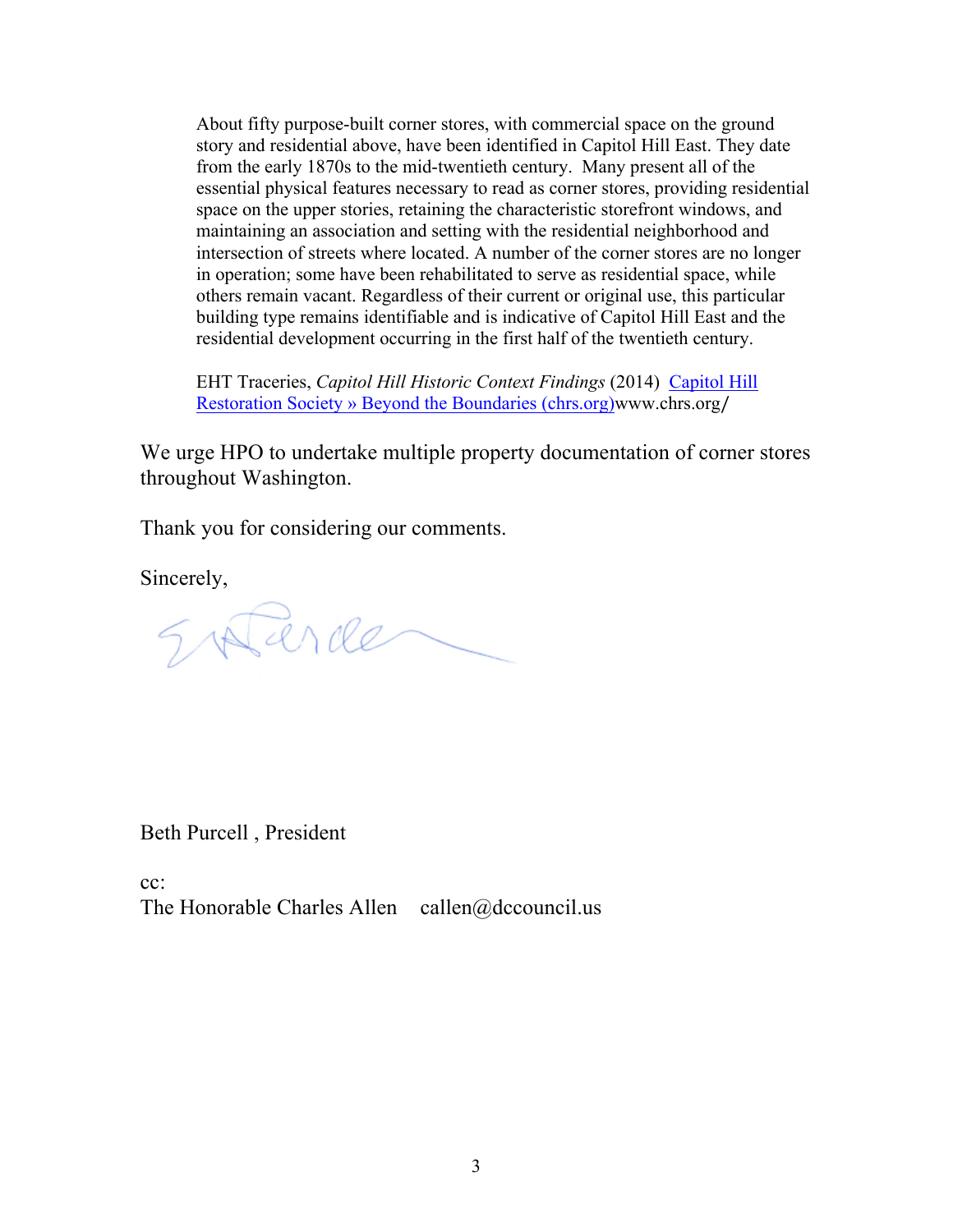> About fifty purpose-built corner stores, with commercial space on the ground story and residential above, have been identified in Capitol Hill East. They date from the early 1870s to the mid-twentieth century. Many present all of the essential physical features necessary to read as corner stores, providing residential space on the upper stories, retaining the characteristic storefront windows, and maintaining an association and setting with the residential neighborhood and intersection of streets where located. A number of the corner stores are no longer in operation; some have been rehabilitated to serve as residential space, while others remain vacant. Regardless of their current or original use, this particular building type remains identifiable and is indicative of Capitol Hill East and the residential development occurring in the first half of the twentieth century.
>
> EHT Traceries, *Capitol Hill Historic Context Findings* (2014) [Capitol Hill Restoration Society » Beyond the Boundaries (chrs.org)](www.chrs.org/)www.chrs.org/

We urge HPO to undertake multiple property documentation of corner stores throughout Washington.

Thank you for considering our comments.

Sincerely,

Beth Purcell , President

cc:
The Honorable Charles Allen callen@dccouncil.us